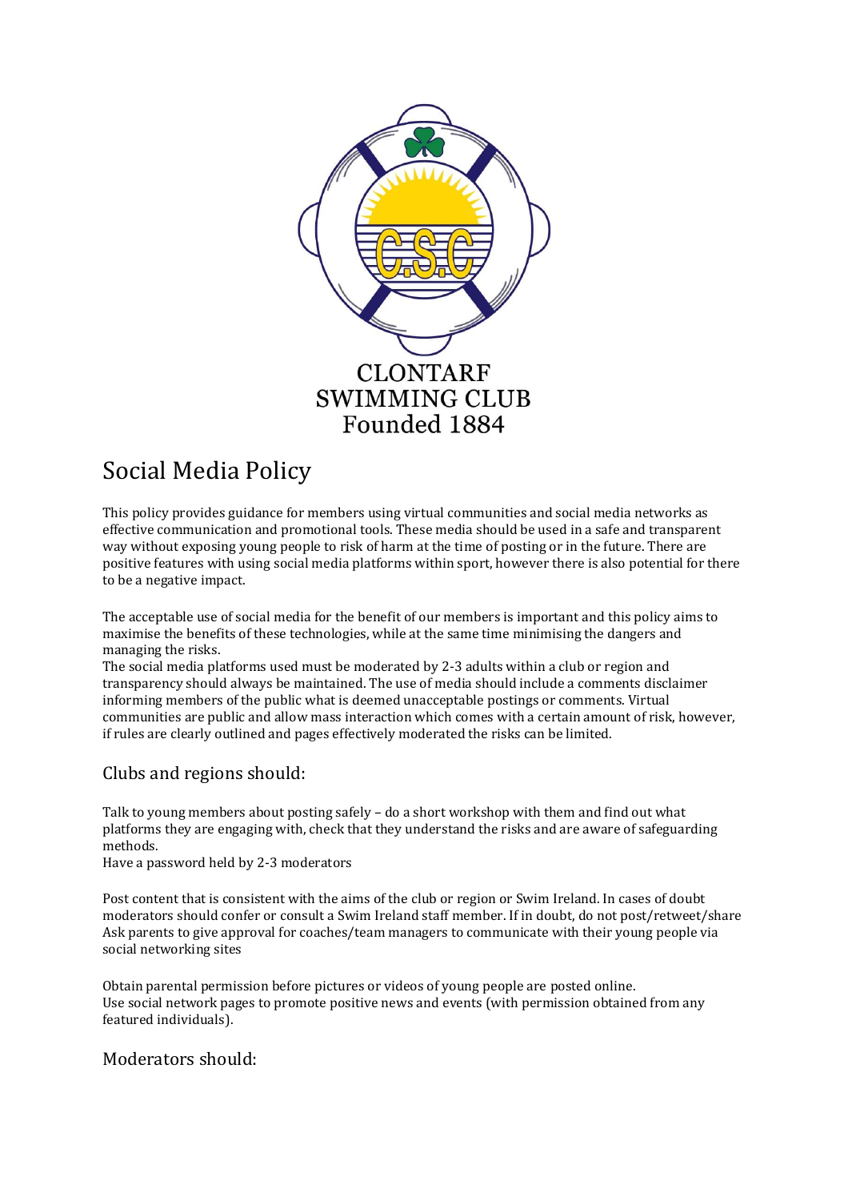CLONTARF SWIMMING CLUB
Founded 1884

# Social Media Policy

This policy provides guidance for members using virtual communities and social media networks as effective communication and promotional tools. These media should be used in a safe and transparent way without exposing young people to risk of harm at the time of posting or in the future. There are positive features with using social media platforms within sport, however there is also potential for there to be a negative impact.

The acceptable use of social media for the benefit of our members is important and this policy aims to maximise the benefits of these technologies, while at the same time minimising the dangers and managing the risks.
The social media platforms used must be moderated by 2-3 adults within a club or region and transparency should always be maintained. The use of media should include a comments disclaimer informing members of the public what is deemed unacceptable postings or comments. Virtual communities are public and allow mass interaction which comes with a certain amount of risk, however, if rules are clearly outlined and pages effectively moderated the risks can be limited.

## Clubs and regions should:

Talk to young members about posting safely – do a short workshop with them and find out what platforms they are engaging with, check that they understand the risks and are aware of safeguarding methods.
Have a password held by 2-3 moderators

Post content that is consistent with the aims of the club or region or Swim Ireland. In cases of doubt moderators should confer or consult a Swim Ireland staff member. If in doubt, do not post/retweet/share
Ask parents to give approval for coaches/team managers to communicate with their young people via social networking sites

Obtain parental permission before pictures or videos of young people are posted online.
Use social network pages to promote positive news and events (with permission obtained from any featured individuals).

## Moderators should: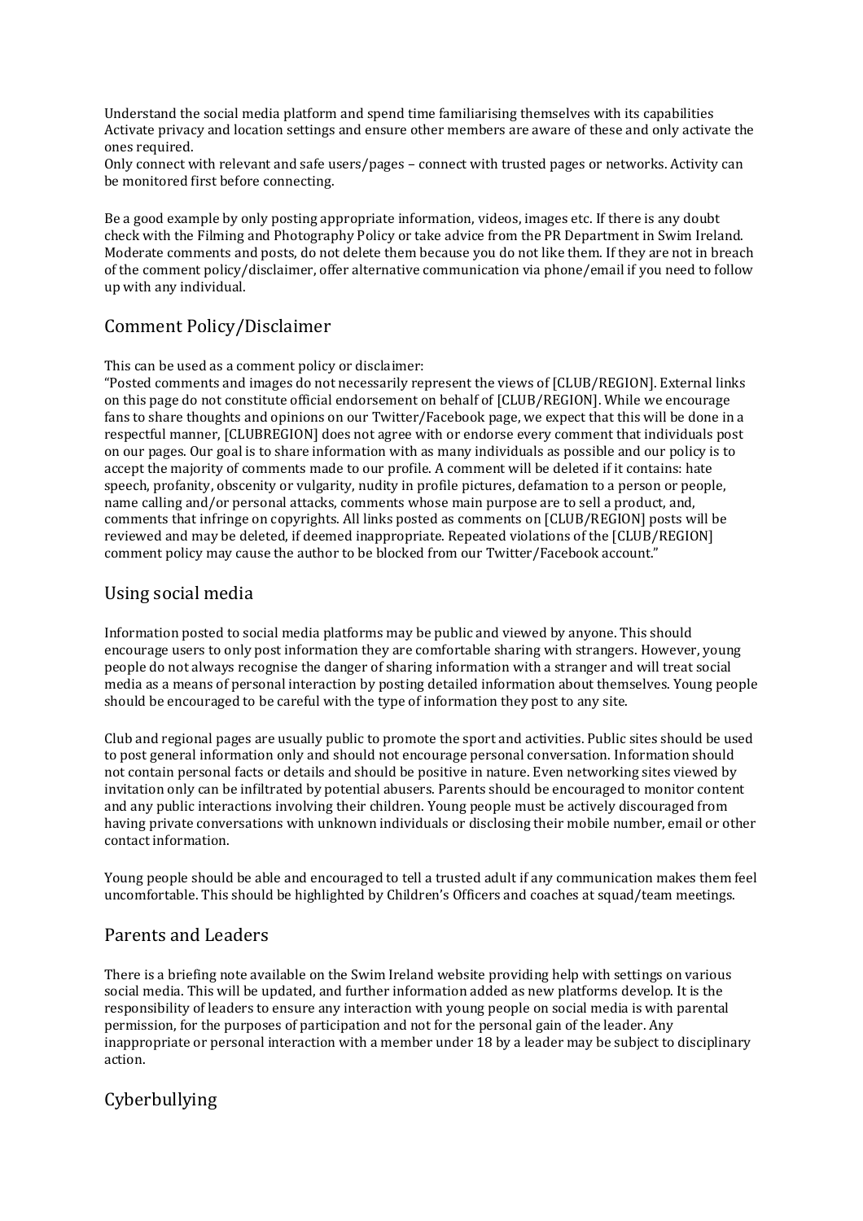Understand the social media platform and spend time familiarising themselves with its capabilities
Activate privacy and location settings and ensure other members are aware of these and only activate the ones required.
Only connect with relevant and safe users/pages – connect with trusted pages or networks. Activity can be monitored first before connecting.

Be a good example by only posting appropriate information, videos, images etc. If there is any doubt check with the Filming and Photography Policy or take advice from the PR Department in Swim Ireland.
Moderate comments and posts, do not delete them because you do not like them. If they are not in breach of the comment policy/disclaimer, offer alternative communication via phone/email if you need to follow up with any individual.

## Comment Policy/Disclaimer

This can be used as a comment policy or disclaimer:
"Posted comments and images do not necessarily represent the views of [CLUB/REGION]. External links on this page do not constitute official endorsement on behalf of [CLUB/REGION]. While we encourage fans to share thoughts and opinions on our Twitter/Facebook page, we expect that this will be done in a respectful manner, [CLUBREGION] does not agree with or endorse every comment that individuals post on our pages. Our goal is to share information with as many individuals as possible and our policy is to accept the majority of comments made to our profile. A comment will be deleted if it contains: hate speech, profanity, obscenity or vulgarity, nudity in profile pictures, defamation to a person or people, name calling and/or personal attacks, comments whose main purpose are to sell a product, and, comments that infringe on copyrights. All links posted as comments on [CLUB/REGION] posts will be reviewed and may be deleted, if deemed inappropriate. Repeated violations of the [CLUB/REGION] comment policy may cause the author to be blocked from our Twitter/Facebook account."

## Using social media

Information posted to social media platforms may be public and viewed by anyone. This should encourage users to only post information they are comfortable sharing with strangers. However, young people do not always recognise the danger of sharing information with a stranger and will treat social media as a means of personal interaction by posting detailed information about themselves. Young people should be encouraged to be careful with the type of information they post to any site.

Club and regional pages are usually public to promote the sport and activities. Public sites should be used to post general information only and should not encourage personal conversation. Information should not contain personal facts or details and should be positive in nature. Even networking sites viewed by invitation only can be infiltrated by potential abusers. Parents should be encouraged to monitor content and any public interactions involving their children. Young people must be actively discouraged from having private conversations with unknown individuals or disclosing their mobile number, email or other contact information.

Young people should be able and encouraged to tell a trusted adult if any communication makes them feel uncomfortable. This should be highlighted by Children's Officers and coaches at squad/team meetings.

## Parents and Leaders

There is a briefing note available on the Swim Ireland website providing help with settings on various social media. This will be updated, and further information added as new platforms develop. It is the responsibility of leaders to ensure any interaction with young people on social media is with parental permission, for the purposes of participation and not for the personal gain of the leader. Any inappropriate or personal interaction with a member under 18 by a leader may be subject to disciplinary action.

## Cyberbullying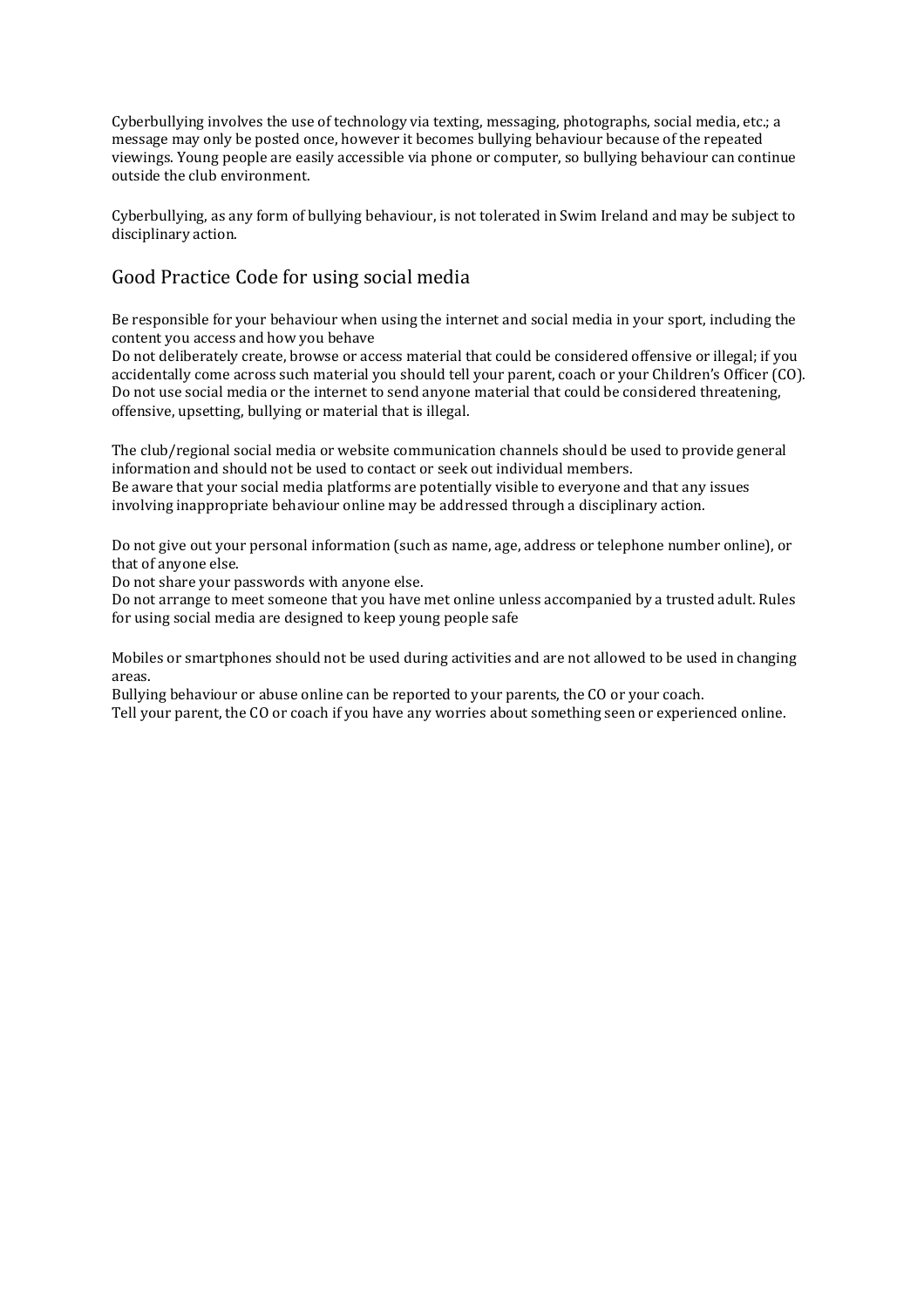Cyberbullying involves the use of technology via texting, messaging, photographs, social media, etc.; a message may only be posted once, however it becomes bullying behaviour because of the repeated viewings. Young people are easily accessible via phone or computer, so bullying behaviour can continue outside the club environment.

Cyberbullying, as any form of bullying behaviour, is not tolerated in Swim Ireland and may be subject to disciplinary action.

## Good Practice Code for using social media

Be responsible for your behaviour when using the internet and social media in your sport, including the content you access and how you behave
Do not deliberately create, browse or access material that could be considered offensive or illegal; if you accidentally come across such material you should tell your parent, coach or your Children's Officer (CO).
Do not use social media or the internet to send anyone material that could be considered threatening, offensive, upsetting, bullying or material that is illegal.

The club/regional social media or website communication channels should be used to provide general information and should not be used to contact or seek out individual members.
Be aware that your social media platforms are potentially visible to everyone and that any issues involving inappropriate behaviour online may be addressed through a disciplinary action.

Do not give out your personal information (such as name, age, address or telephone number online), or that of anyone else.
Do not share your passwords with anyone else.
Do not arrange to meet someone that you have met online unless accompanied by a trusted adult. Rules for using social media are designed to keep young people safe

Mobiles or smartphones should not be used during activities and are not allowed to be used in changing areas.
Bullying behaviour or abuse online can be reported to your parents, the CO or your coach.
Tell your parent, the CO or coach if you have any worries about something seen or experienced online.